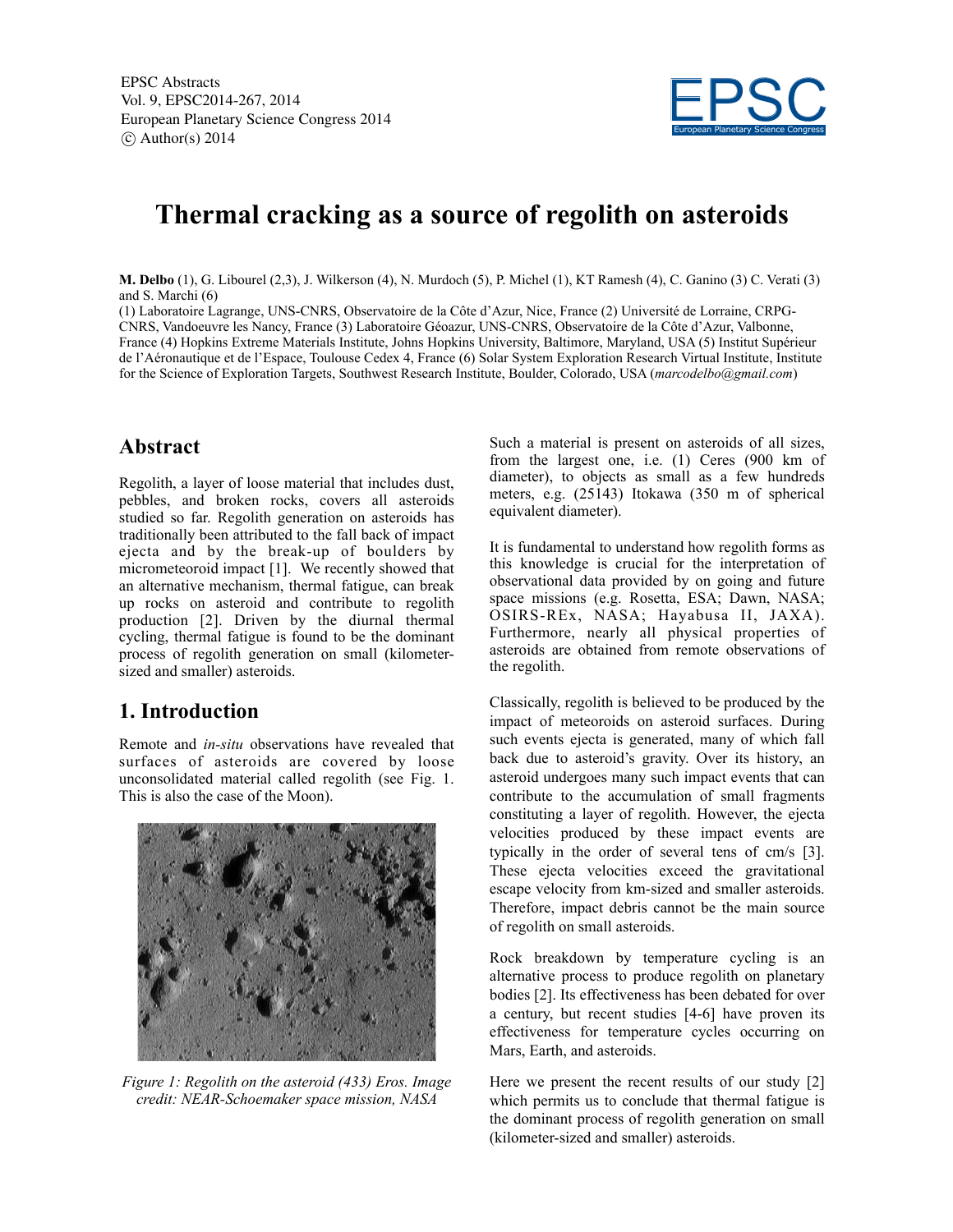EPSC Abstracts
Vol. 9, EPSC2014-267, 2014
European Planetary Science Congress 2014
© Author(s) 2014

# Thermal cracking as a source of regolith on asteroids

**M. Delbo** (1), G. Libourel (2,3), J. Wilkerson (4), N. Murdoch (5), P. Michel (1), KT Ramesh (4), C. Ganino (3) C. Verati (3) and S. Marchi (6)

(1) Laboratoire Lagrange, UNS-CNRS, Observatoire de la Côte d'Azur, Nice, France (2) Université de Lorraine, CRPG-CNRS, Vandoeuvre les Nancy, France (3) Laboratoire Géoazur, UNS-CNRS, Observatoire de la Côte d'Azur, Valbonne, France (4) Hopkins Extreme Materials Institute, Johns Hopkins University, Baltimore, Maryland, USA (5) Institut Supérieur de l'Aéronautique et de l'Espace, Toulouse Cedex 4, France (6) Solar System Exploration Research Virtual Institute, Institute for the Science of Exploration Targets, Southwest Research Institute, Boulder, Colorado, USA (*marcodelbo@gmail.com*)

## Abstract

Regolith, a layer of loose material that includes dust, pebbles, and broken rocks, covers all asteroids studied so far. Regolith generation on asteroids has traditionally been attributed to the fall back of impact ejecta and by the break-up of boulders by micrometeoroid impact [1]. We recently showed that an alternative mechanism, thermal fatigue, can break up rocks on asteroid and contribute to regolith production [2]. Driven by the diurnal thermal cycling, thermal fatigue is found to be the dominant process of regolith generation on small (kilometer-sized and smaller) asteroids.

## 1. Introduction

Remote and *in-situ* observations have revealed that surfaces of asteroids are covered by loose unconsolidated material called regolith (see Fig. 1. This is also the case of the Moon).

*Figure 1: Regolith on the asteroid (433) Eros. Image credit: NEAR-Schoemaker space mission, NASA*

Such a material is present on asteroids of all sizes, from the largest one, i.e. (1) Ceres (900 km of diameter), to objects as small as a few hundreds meters, e.g. (25143) Itokawa (350 m of spherical equivalent diameter).

It is fundamental to understand how regolith forms as this knowledge is crucial for the interpretation of observational data provided by on going and future space missions (e.g. Rosetta, ESA; Dawn, NASA; OSIRS-REx, NASA; Hayabusa II, JAXA). Furthermore, nearly all physical properties of asteroids are obtained from remote observations of the regolith.

Classically, regolith is believed to be produced by the impact of meteoroids on asteroid surfaces. During such events ejecta is generated, many of which fall back due to asteroid's gravity. Over its history, an asteroid undergoes many such impact events that can contribute to the accumulation of small fragments constituting a layer of regolith. However, the ejecta velocities produced by these impact events are typically in the order of several tens of cm/s [3]. These ejecta velocities exceed the gravitational escape velocity from km-sized and smaller asteroids. Therefore, impact debris cannot be the main source of regolith on small asteroids.

Rock breakdown by temperature cycling is an alternative process to produce regolith on planetary bodies [2]. Its effectiveness has been debated for over a century, but recent studies [4-6] have proven its effectiveness for temperature cycles occurring on Mars, Earth, and asteroids.

Here we present the recent results of our study [2] which permits us to conclude that thermal fatigue is the dominant process of regolith generation on small (kilometer-sized and smaller) asteroids.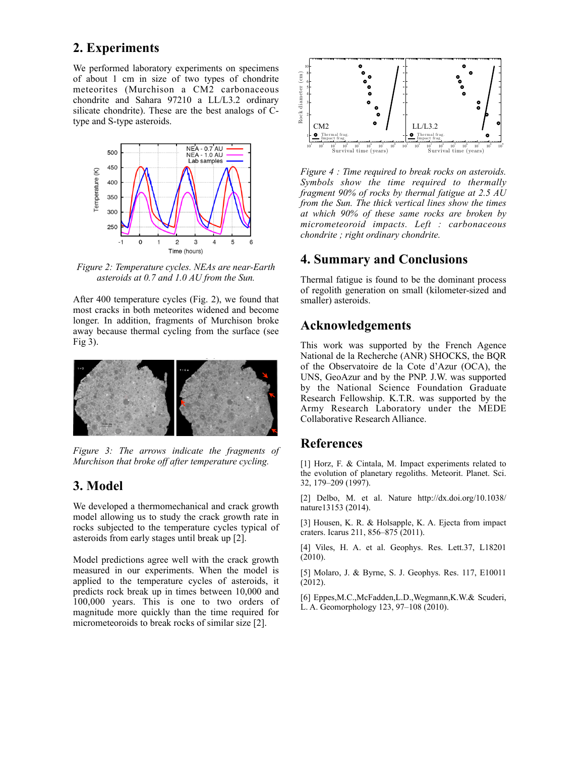## 2. Experiments

We performed laboratory experiments on specimens of about 1 cm in size of two types of chondrite meteorites (Murchison a CM2 carbonaceous chondrite and Sahara 97210 a LL/L3.2 ordinary silicate chondrite). These are the best analogs of C-type and S-type asteroids.

NEA - 0.7 AU
NEA - 1.0 AU
Lab samples
Temperature (K)
500
450
400
350
300
250
-1 0 1 2 3 4 5 6
Time (hours)

*Figure 2: Temperature cycles. NEAs are near-Earth asteroids at 0.7 and 1.0 AU from the Sun.*

After 400 temperature cycles (Fig. 2), we found that most cracks in both meteorites widened and become longer. In addition, fragments of Murchison broke away because thermal cycling from the surface (see Fig 3).

*Figure 3: The arrows indicate the fragments of Murchison that broke off after temperature cycling.*

## 3. Model

We developed a thermomechanical and crack growth model allowing us to study the crack growth rate in rocks subjected to the temperature cycles typical of asteroids from early stages until break up [2].

Model predictions agree well with the crack growth measured in our experiments. When the model is applied to the temperature cycles of asteroids, it predicts rock break up in times between 10,000 and 100,000 years. This is one to two orders of magnitude more quickly than the time required for micrometeoroids to break rocks of similar size [2].

Rock diameter (cm)
CM2
LL/L3.2
Thermal frag.
Impact frag.
Survival time (years)

*Figure 4 : Time required to break rocks on asteroids. Symbols show the time required to thermally fragment 90% of rocks by thermal fatigue at 2.5 AU from the Sun. The thick vertical lines show the times at which 90% of these same rocks are broken by micrometeoroid impacts. Left : carbonaceous chondrite ; right ordinary chondrite.*

## 4. Summary and Conclusions

Thermal fatigue is found to be the dominant process of regolith generation on small (kilometer-sized and smaller) asteroids.

## Acknowledgements

This work was supported by the French Agence National de la Recherche (ANR) SHOCKS, the BQR of the Observatoire de la Cote d'Azur (OCA), the UNS, GeoAzur and by the PNP. J.W. was supported by the National Science Foundation Graduate Research Fellowship. K.T.R. was supported by the Army Research Laboratory under the MEDE Collaborative Research Alliance.

## References

[1] Horz, F. & Cintala, M. Impact experiments related to the evolution of planetary regoliths. Meteorit. Planet. Sci. 32, 179–209 (1997).

[2] Delbo, M. et al. Nature http://dx.doi.org/10.1038/nature13153 (2014).

[3] Housen, K. R. & Holsapple, K. A. Ejecta from impact craters. Icarus 211, 856–875 (2011).

[4] Viles, H. A. et al. Geophys. Res. Lett.37, L18201 (2010).

[5] Molaro, J. & Byrne, S. J. Geophys. Res. 117, E10011 (2012).

[6] Eppes,M.C.,McFadden,L.D.,Wegmann,K.W.& Scuderi, L. A. Geomorphology 123, 97–108 (2010).